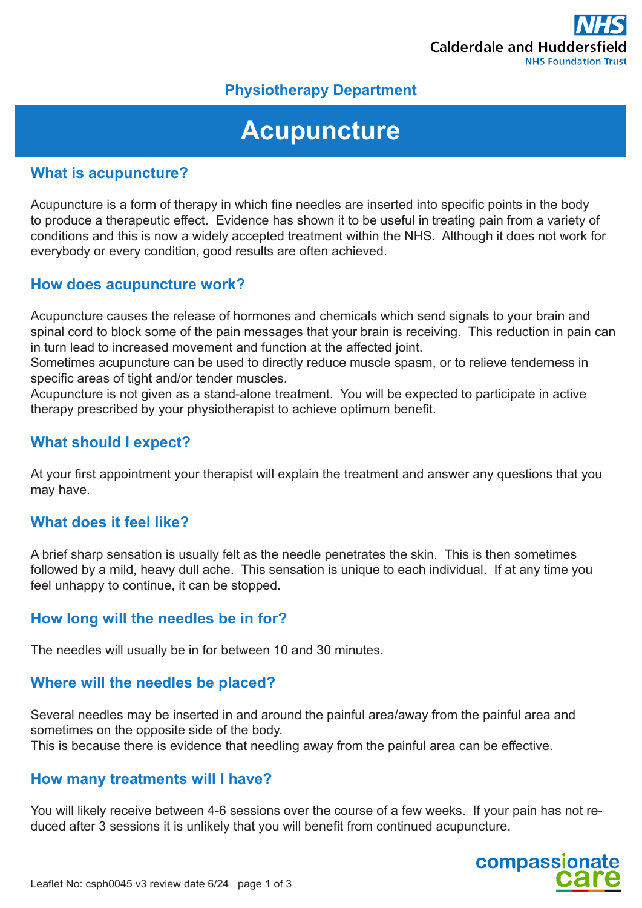Calderdale and Huddersfield NHS Foundation Trust

Physiotherapy Department

# Acupuncture

## What is acupuncture?

Acupuncture is a form of therapy in which fine needles are inserted into specific points in the body to produce a therapeutic effect. Evidence has shown it to be useful in treating pain from a variety of conditions and this is now a widely accepted treatment within the NHS. Although it does not work for everybody or every condition, good results are often achieved.

## How does acupuncture work?

Acupuncture causes the release of hormones and chemicals which send signals to your brain and spinal cord to block some of the pain messages that your brain is receiving. This reduction in pain can in turn lead to increased movement and function at the affected joint.

Sometimes acupuncture can be used to directly reduce muscle spasm, or to relieve tenderness in specific areas of tight and/or tender muscles.

Acupuncture is not given as a stand-alone treatment. You will be expected to participate in active therapy prescribed by your physiotherapist to achieve optimum benefit.

## What should I expect?

At your first appointment your therapist will explain the treatment and answer any questions that you may have.

## What does it feel like?

A brief sharp sensation is usually felt as the needle penetrates the skin. This is then sometimes followed by a mild, heavy dull ache. This sensation is unique to each individual. If at any time you feel unhappy to continue, it can be stopped.

## How long will the needles be in for?

The needles will usually be in for between 10 and 30 minutes.

## Where will the needles be placed?

Several needles may be inserted in and around the painful area/away from the painful area and sometimes on the opposite side of the body.

This is because there is evidence that needling away from the painful area can be effective.

## How many treatments will I have?

You will likely receive between 4-6 sessions over the course of a few weeks. If your pain has not reduced after 3 sessions it is unlikely that you will benefit from continued acupuncture.

Leaflet No: csph0045 v3 review date 6/24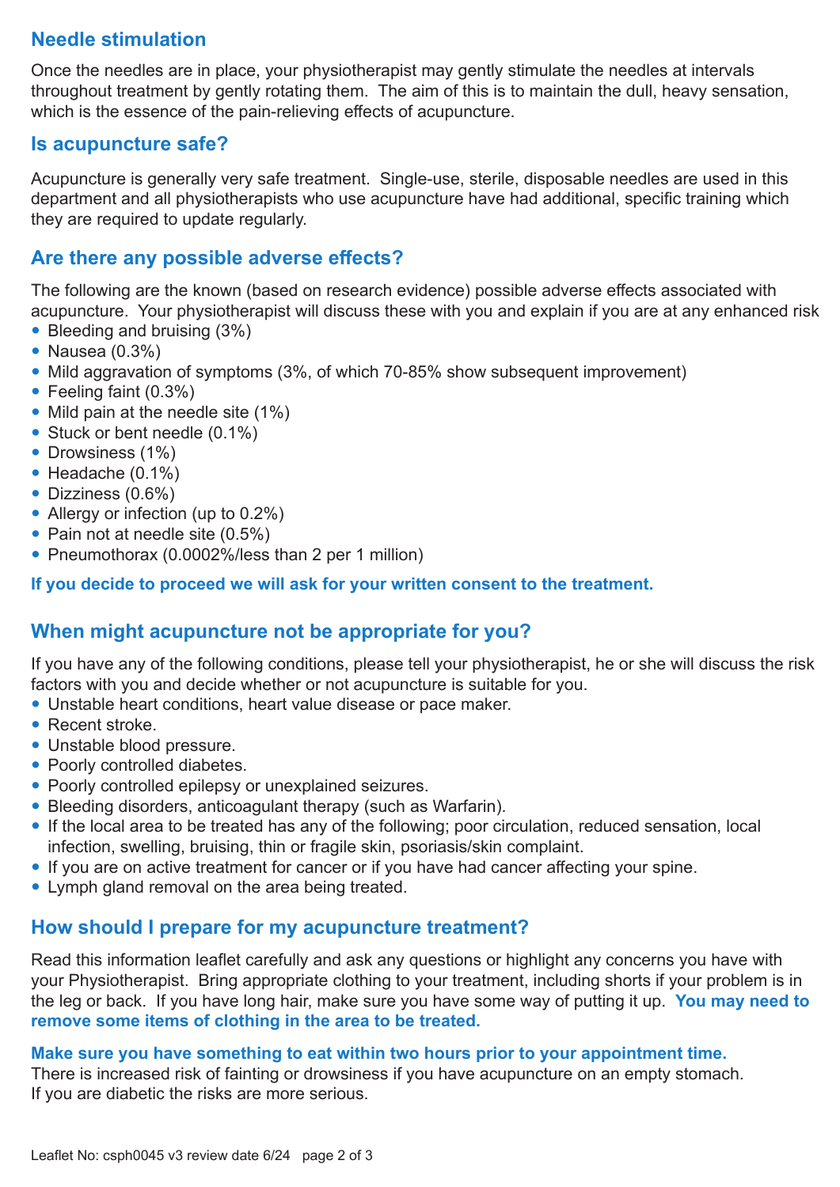## Needle stimulation

Once the needles are in place, your physiotherapist may gently stimulate the needles at intervals throughout treatment by gently rotating them. The aim of this is to maintain the dull, heavy sensation, which is the essence of the pain-relieving effects of acupuncture.

## Is acupuncture safe?

Acupuncture is generally very safe treatment. Single-use, sterile, disposable needles are used in this department and all physiotherapists who use acupuncture have had additional, specific training which they are required to update regularly.

## Are there any possible adverse effects?

The following are the known (based on research evidence) possible adverse effects associated with acupuncture. Your physiotherapist will discuss these with you and explain if you are at any enhanced risk

- Bleeding and bruising (3%)
- Nausea (0.3%)
- Mild aggravation of symptoms (3%, of which 70-85% show subsequent improvement)
- Feeling faint (0.3%)
- Mild pain at the needle site (1%)
- Stuck or bent needle (0.1%)
- Drowsiness (1%)
- Headache (0.1%)
- Dizziness (0.6%)
- Allergy or infection (up to 0.2%)
- Pain not at needle site (0.5%)
- Pneumothorax (0.0002%/less than 2 per 1 million)

**If you decide to proceed we will ask for your written consent to the treatment.**

## When might acupuncture not be appropriate for you?

If you have any of the following conditions, please tell your physiotherapist, he or she will discuss the risk factors with you and decide whether or not acupuncture is suitable for you.

- Unstable heart conditions, heart value disease or pace maker.
- Recent stroke.
- Unstable blood pressure.
- Poorly controlled diabetes.
- Poorly controlled epilepsy or unexplained seizures.
- Bleeding disorders, anticoagulant therapy (such as Warfarin).
- If the local area to be treated has any of the following; poor circulation, reduced sensation, local infection, swelling, bruising, thin or fragile skin, psoriasis/skin complaint.
- If you are on active treatment for cancer or if you have had cancer affecting your spine.
- Lymph gland removal on the area being treated.

## How should I prepare for my acupuncture treatment?

Read this information leaflet carefully and ask any questions or highlight any concerns you have with your Physiotherapist. Bring appropriate clothing to your treatment, including shorts if your problem is in the leg or back. If you have long hair, make sure you have some way of putting it up. **You may need to remove some items of clothing in the area to be treated.**

**Make sure you have something to eat within two hours prior to your appointment time.**
There is increased risk of fainting or drowsiness if you have acupuncture on an empty stomach. If you are diabetic the risks are more serious.

Leaflet No: csph0045 v3 review date 6/24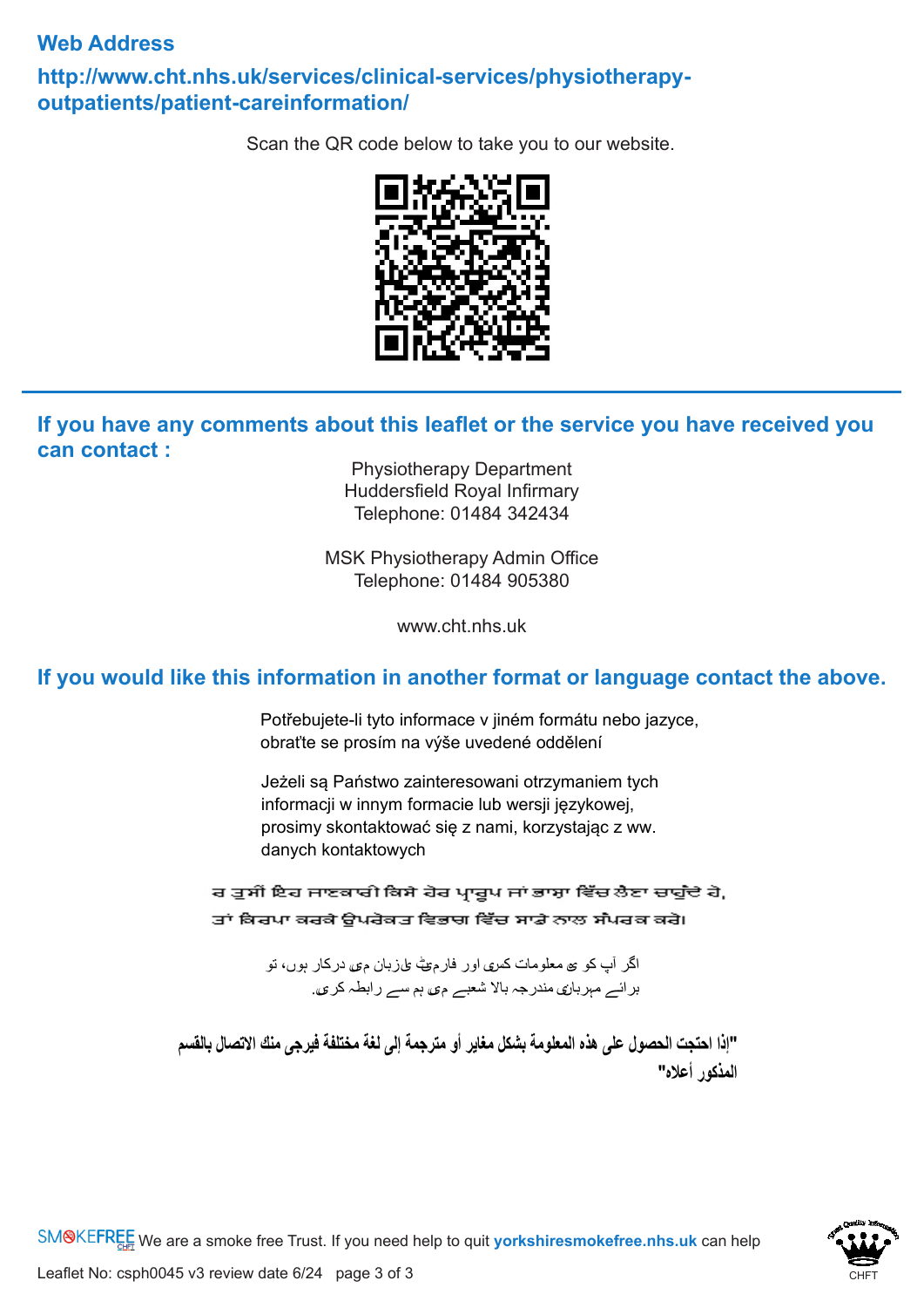## Web Address

## http://www.cht.nhs.uk/services/clinical-services/physiotherapy-outpatients/patient-careinformation/

Scan the QR code below to take you to our website.

## If you have any comments about this leaflet or the service you have received you can contact :

Physiotherapy Department
Huddersfield Royal Infirmary
Telephone: 01484 342434

MSK Physiotherapy Admin Office
Telephone: 01484 905380

www.cht.nhs.uk

## If you would like this information in another format or language contact the above.

Potřebujete-li tyto informace v jiném formátu nebo jazyce, obraťte se prosím na výše uvedené oddělení

Jeżeli są Państwo zainteresowani otrzymaniem tych informacji w innym formacie lub wersji językowej, prosimy skontaktować się z nami, korzystając z ww. danych kontaktowych

ਜੇ ਤੁਸੀਂ ਇਹ ਜਾਣਕਾਰੀ ਕਿਸੇ ਹੋਰ ਪ੍ਰਾਰੂਪ ਜਾਂ ਭਾਸ਼ਾ ਵਿੱਚ ਲੈਣਾ ਚਾਹੁੰਦੇ ਹੋ, ਤਾਂ ਕਿਰਪਾ ਕਰਕੇ ਉਪਰੋਕਤ ਵਿਭਾਗ ਵਿੱਚ ਸਾਡੇ ਨਾਲ ਸੰਪਰਕ ਕਰੋ।

اگر آپ کو یہ معلومات کسی اور فارمیٹ یا زبان میں درکار ہوں، تو برائے مہربانی مندرجہ بالا شعبے میں ہم سے رابطہ کریں۔

"إذا احتجت الحصول على هذه المعلومة بشكل مغاير أو مترجمة إلى لغة مختلفة فيرجى منك الاتصال بالقسم المذكور أعلاه"

SMOKEFREE We are a smoke free Trust. If you need help to quit **yorkshiresmokefree.nhs.uk** can help

Leaflet No: csph0045 v3 review date 6/24